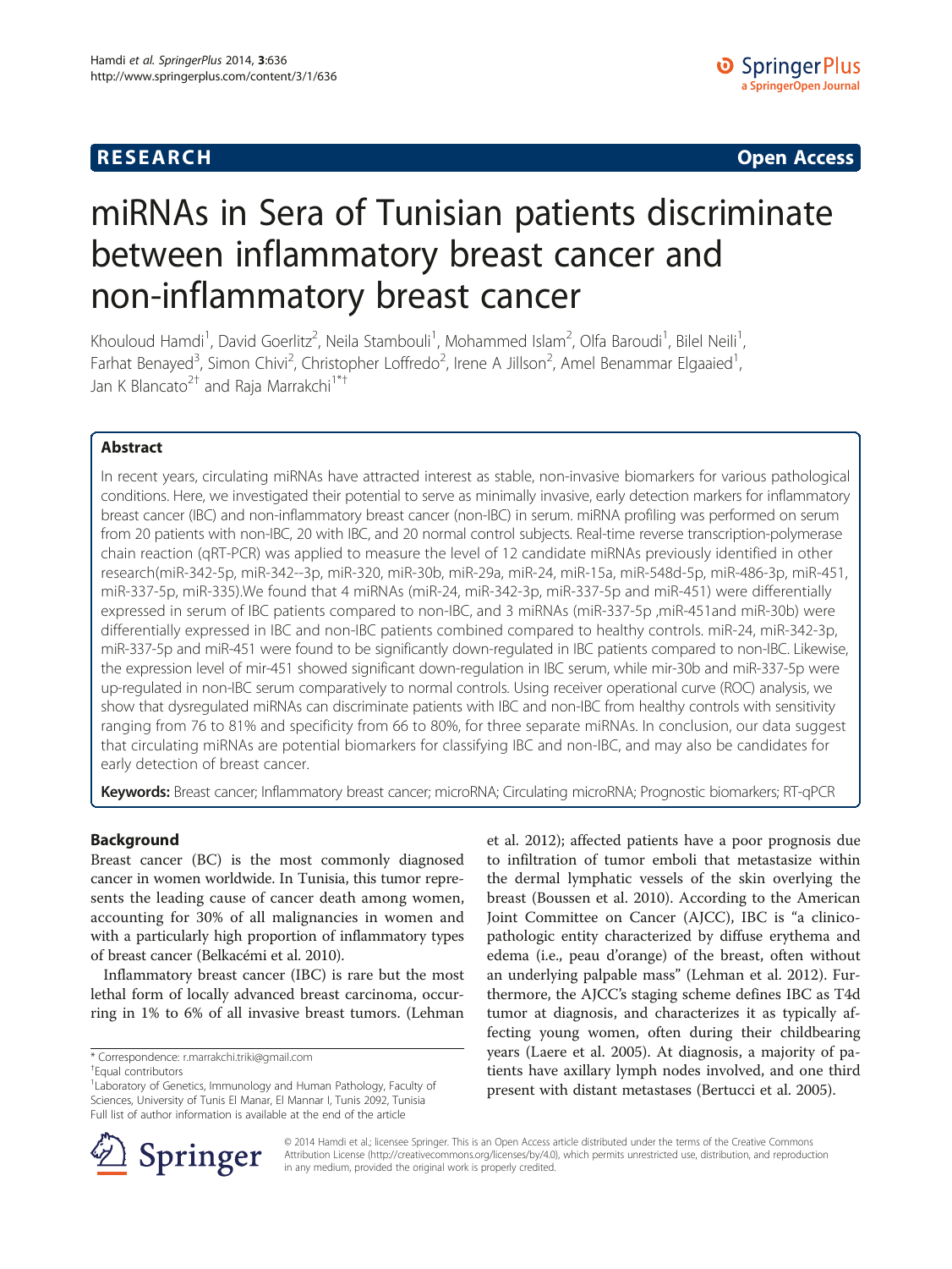**RESEARCH** **Open Access**

# miRNAs in Sera of Tunisian patients discriminate between inflammatory breast cancer and non-inflammatory breast cancer

Khouloud Hamdi[1], David Goerlitz[2], Neila Stambouli[1], Mohammed Islam[2], Olfa Baroudi[1], Bilel Neili[1], Farhat Benayed[3], Simon Chivi[2], Christopher Loffredo[2], Irene A Jillson[2], Amel Benammar Elgaaied[1], Jan K Blancato[2†] and Raja Marrakchi[1*†]

## Abstract

In recent years, circulating miRNAs have attracted interest as stable, non-invasive biomarkers for various pathological conditions. Here, we investigated their potential to serve as minimally invasive, early detection markers for inflammatory breast cancer (IBC) and non-inflammatory breast cancer (non-IBC) in serum. miRNA profiling was performed on serum from 20 patients with non-IBC, 20 with IBC, and 20 normal control subjects. Real-time reverse transcription-polymerase chain reaction (qRT-PCR) was applied to measure the level of 12 candidate miRNAs previously identified in other research(miR-342-5p, miR-342--3p, miR-320, miR-30b, miR-29a, miR-24, miR-15a, miR-548d-5p, miR-486-3p, miR-451, miR-337-5p, miR-335).We found that 4 miRNAs (miR-24, miR-342-3p, miR-337-5p and miR-451) were differentially expressed in serum of IBC patients compared to non-IBC, and 3 miRNAs (miR-337-5p ,miR-451and miR-30b) were differentially expressed in IBC and non-IBC patients combined compared to healthy controls. miR-24, miR-342-3p, miR-337-5p and miR-451 were found to be significantly down-regulated in IBC patients compared to non-IBC. Likewise, the expression level of mir-451 showed significant down-regulation in IBC serum, while mir-30b and miR-337-5p were up-regulated in non-IBC serum comparatively to normal controls. Using receiver operational curve (ROC) analysis, we show that dysregulated miRNAs can discriminate patients with IBC and non-IBC from healthy controls with sensitivity ranging from 76 to 81% and specificity from 66 to 80%, for three separate miRNAs. In conclusion, our data suggest that circulating miRNAs are potential biomarkers for classifying IBC and non-IBC, and may also be candidates for early detection of breast cancer.

**Keywords:** Breast cancer; Inflammatory breast cancer; microRNA; Circulating microRNA; Prognostic biomarkers; RT-qPCR

## Background

Breast cancer (BC) is the most commonly diagnosed cancer in women worldwide. In Tunisia, this tumor represents the leading cause of cancer death among women, accounting for 30% of all malignancies in women and with a particularly high proportion of inflammatory types of breast cancer (Belkacémi et al. 2010).

Inflammatory breast cancer (IBC) is rare but the most lethal form of locally advanced breast carcinoma, occurring in 1% to 6% of all invasive breast tumors. (Lehman et al. 2012); affected patients have a poor prognosis due to infiltration of tumor emboli that metastasize within the dermal lymphatic vessels of the skin overlying the breast (Boussen et al. 2010). According to the American Joint Committee on Cancer (AJCC), IBC is "a clinicopathologic entity characterized by diffuse erythema and edema (i.e., peau d'orange) of the breast, often without an underlying palpable mass" (Lehman et al. 2012). Furthermore, the AJCC's staging scheme defines IBC as T4d tumor at diagnosis, and characterizes it as typically affecting young women, often during their childbearing years (Laere et al. 2005). At diagnosis, a majority of patients have axillary lymph nodes involved, and one third present with distant metastases (Bertucci et al. 2005).

\* Correspondence: r.marrakchi.triki@gmail.com
†Equal contributors
[1]Laboratory of Genetics, Immunology and Human Pathology, Faculty of Sciences, University of Tunis El Manar, El Mannar I, Tunis 2092, Tunisia
Full list of author information is available at the end of the article

© 2014 Hamdi et al.; licensee Springer. This is an Open Access article distributed under the terms of the Creative Commons Attribution License (http://creativecommons.org/licenses/by/4.0), which permits unrestricted use, distribution, and reproduction in any medium, provided the original work is properly credited.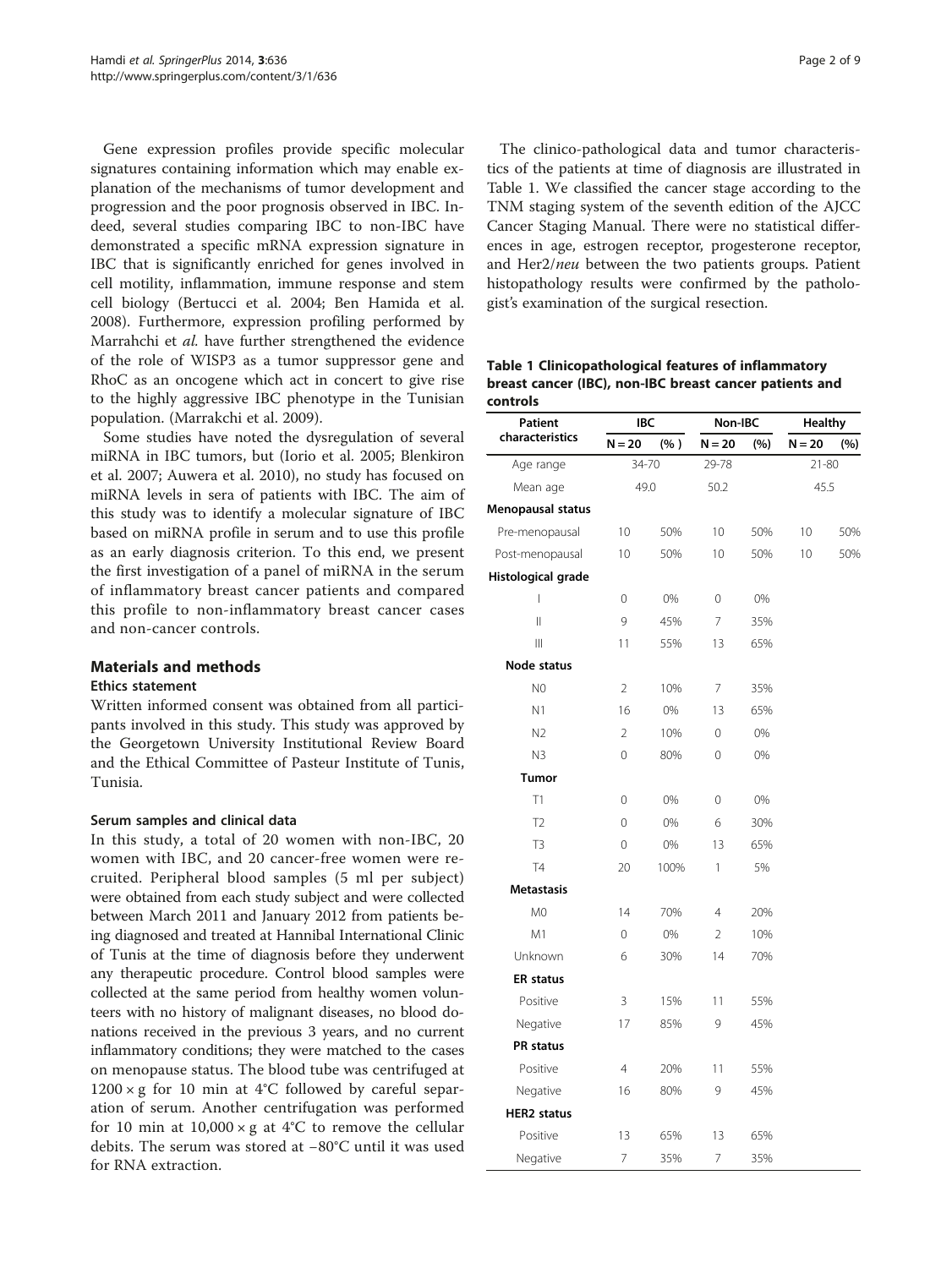Gene expression profiles provide specific molecular signatures containing information which may enable explanation of the mechanisms of tumor development and progression and the poor prognosis observed in IBC. Indeed, several studies comparing IBC to non-IBC have demonstrated a specific mRNA expression signature in IBC that is significantly enriched for genes involved in cell motility, inflammation, immune response and stem cell biology (Bertucci et al. 2004; Ben Hamida et al. 2008). Furthermore, expression profiling performed by Marrahchi et *al.* have further strengthened the evidence of the role of WISP3 as a tumor suppressor gene and RhoC as an oncogene which act in concert to give rise to the highly aggressive IBC phenotype in the Tunisian population. (Marrakchi et al. 2009).

Some studies have noted the dysregulation of several miRNA in IBC tumors, but (Iorio et al. 2005; Blenkiron et al. 2007; Auwera et al. 2010), no study has focused on miRNA levels in sera of patients with IBC. The aim of this study was to identify a molecular signature of IBC based on miRNA profile in serum and to use this profile as an early diagnosis criterion. To this end, we present the first investigation of a panel of miRNA in the serum of inflammatory breast cancer patients and compared this profile to non-inflammatory breast cancer cases and non-cancer controls.

## Materials and methods

### Ethics statement

Written informed consent was obtained from all participants involved in this study. This study was approved by the Georgetown University Institutional Review Board and the Ethical Committee of Pasteur Institute of Tunis, Tunisia.

### Serum samples and clinical data

In this study, a total of 20 women with non-IBC, 20 women with IBC, and 20 cancer-free women were recruited. Peripheral blood samples (5 ml per subject) were obtained from each study subject and were collected between March 2011 and January 2012 from patients being diagnosed and treated at Hannibal International Clinic of Tunis at the time of diagnosis before they underwent any therapeutic procedure. Control blood samples were collected at the same period from healthy women volunteers with no history of malignant diseases, no blood donations received in the previous 3 years, and no current inflammatory conditions; they were matched to the cases on menopause status. The blood tube was centrifuged at $1200 \times g$ for 10 min at 4°C followed by careful separation of serum. Another centrifugation was performed for 10 min at $10{,}000 \times g$ at 4°C to remove the cellular debits. The serum was stored at −80°C until it was used for RNA extraction.

The clinico-pathological data and tumor characteristics of the patients at time of diagnosis are illustrated in Table 1. We classified the cancer stage according to the TNM staging system of the seventh edition of the AJCC Cancer Staging Manual. There were no statistical differences in age, estrogen receptor, progesterone receptor, and Her2/*neu* between the two patients groups. Patient histopathology results were confirmed by the pathologist's examination of the surgical resection.

**Table 1 Clinicopathological features of inflammatory breast cancer (IBC), non-IBC breast cancer patients and controls**

| Patient characteristics | IBC | | Non-IBC | | Healthy | |
|---|---|---|---|---|---|---|
| | N = 20 | (% ) | N = 20 | (%) | N = 20 | (%) |
| Age range | 34-70 | | 29-78 | | 21-80 | |
| Mean age | 49.0 | | 50.2 | | 45.5 | |
| **Menopausal status** | | | | | | |
| Pre-menopausal | 10 | 50% | 10 | 50% | 10 | 50% |
| Post-menopausal | 10 | 50% | 10 | 50% | 10 | 50% |
| **Histological grade** | | | | | | |
| I | 0 | 0% | 0 | 0% | | |
| II | 9 | 45% | 7 | 35% | | |
| III | 11 | 55% | 13 | 65% | | |
| **Node status** | | | | | | |
| N0 | 2 | 10% | 7 | 35% | | |
| N1 | 16 | 0% | 13 | 65% | | |
| N2 | 2 | 10% | 0 | 0% | | |
| N3 | 0 | 80% | 0 | 0% | | |
| **Tumor** | | | | | | |
| T1 | 0 | 0% | 0 | 0% | | |
| T2 | 0 | 0% | 6 | 30% | | |
| T3 | 0 | 0% | 13 | 65% | | |
| T4 | 20 | 100% | 1 | 5% | | |
| **Metastasis** | | | | | | |
| M0 | 14 | 70% | 4 | 20% | | |
| M1 | 0 | 0% | 2 | 10% | | |
| Unknown | 6 | 30% | 14 | 70% | | |
| **ER status** | | | | | | |
| Positive | 3 | 15% | 11 | 55% | | |
| Negative | 17 | 85% | 9 | 45% | | |
| **PR status** | | | | | | |
| Positive | 4 | 20% | 11 | 55% | | |
| Negative | 16 | 80% | 9 | 45% | | |
| **HER2 status** | | | | | | |
| Positive | 13 | 65% | 13 | 65% | | |
| Negative | 7 | 35% | 7 | 35% | | |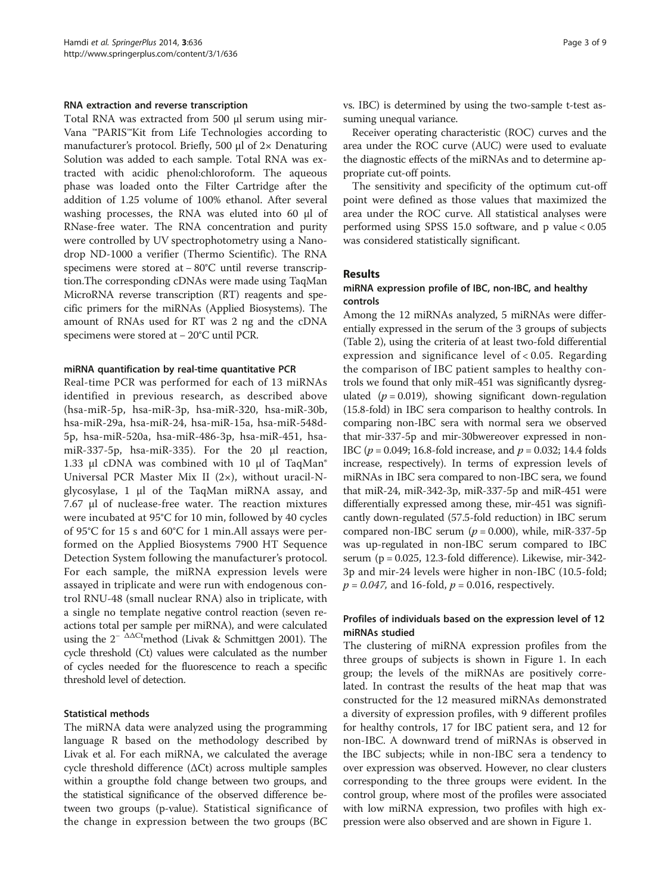#### RNA extraction and reverse transcription

Total RNA was extracted from 500 μl serum using mir-Vana ™PARIS™Kit from Life Technologies according to manufacturer's protocol. Briefly, 500 μl of 2× Denaturing Solution was added to each sample. Total RNA was extracted with acidic phenol:chloroform. The aqueous phase was loaded onto the Filter Cartridge after the addition of 1.25 volume of 100% ethanol. After several washing processes, the RNA was eluted into 60 μl of RNase-free water. The RNA concentration and purity were controlled by UV spectrophotometry using a Nanodrop ND-1000 a verifier (Thermo Scientific). The RNA specimens were stored at – 80°C until reverse transcription.The corresponding cDNAs were made using TaqMan MicroRNA reverse transcription (RT) reagents and specific primers for the miRNAs (Applied Biosystems). The amount of RNAs used for RT was 2 ng and the cDNA specimens were stored at – 20°C until PCR.

#### miRNA quantification by real-time quantitative PCR

Real-time PCR was performed for each of 13 miRNAs identified in previous research, as described above (hsa-miR-5p, hsa-miR-3p, hsa-miR-320, hsa-miR-30b, hsa-miR-29a, hsa-miR-24, hsa-miR-15a, hsa-miR-548d-5p, hsa-miR-520a, hsa-miR-486-3p, hsa-miR-451, hsa-miR-337-5p, hsa-miR-335). For the 20 μl reaction, 1.33 μl cDNA was combined with 10 μl of TaqMan® Universal PCR Master Mix II (2×), without uracil-N-glycosylase, 1 μl of the TaqMan miRNA assay, and 7.67 μl of nuclease-free water. The reaction mixtures were incubated at 95°C for 10 min, followed by 40 cycles of 95°C for 15 s and 60°C for 1 min.All assays were performed on the Applied Biosystems 7900 HT Sequence Detection System following the manufacturer's protocol. For each sample, the miRNA expression levels were assayed in triplicate and were run with endogenous control RNU-48 (small nuclear RNA) also in triplicate, with a single no template negative control reaction (seven reactions total per sample per miRNA), and were calculated using the $2^{-\Delta\Delta Ct}$method (Livak & Schmittgen 2001). The cycle threshold (Ct) values were calculated as the number of cycles needed for the fluorescence to reach a specific threshold level of detection.

#### Statistical methods

The miRNA data were analyzed using the programming language R based on the methodology described by Livak et al. For each miRNA, we calculated the average cycle threshold difference (ΔCt) across multiple samples within a groupthe fold change between two groups, and the statistical significance of the observed difference between two groups (p-value). Statistical significance of the change in expression between the two groups (BC vs. IBC) is determined by using the two-sample t-test assuming unequal variance.

Receiver operating characteristic (ROC) curves and the area under the ROC curve (AUC) were used to evaluate the diagnostic effects of the miRNAs and to determine appropriate cut-off points.

The sensitivity and specificity of the optimum cut-off point were defined as those values that maximized the area under the ROC curve. All statistical analyses were performed using SPSS 15.0 software, and p value < 0.05 was considered statistically significant.

## Results

#### miRNA expression profile of IBC, non-IBC, and healthy controls

Among the 12 miRNAs analyzed, 5 miRNAs were differentially expressed in the serum of the 3 groups of subjects (Table 2), using the criteria of at least two-fold differential expression and significance level of < 0.05. Regarding the comparison of IBC patient samples to healthy controls we found that only miR-451 was significantly dysregulated ($p = 0.019$), showing significant down-regulation (15.8-fold) in IBC sera comparison to healthy controls. In comparing non-IBC sera with normal sera we observed that mir-337-5p and mir-30bwereover expressed in non-IBC ($p = 0.049$; 16.8-fold increase, and $p = 0.032$; 14.4 folds increase, respectively). In terms of expression levels of miRNAs in IBC sera compared to non-IBC sera, we found that miR-24, miR-342-3p, miR-337-5p and miR-451 were differentially expressed among these, mir-451 was significantly down-regulated (57.5-fold reduction) in IBC serum compared non-IBC serum ($p = 0.000$), while, miR-337-5p was up-regulated in non-IBC serum compared to IBC serum (p = 0.025, 12.3-fold difference). Likewise, mir-342-3p and mir-24 levels were higher in non-IBC (10.5-fold; $p = 0.047$, and 16-fold, $p = 0.016$, respectively.

#### Profiles of individuals based on the expression level of 12 miRNAs studied

The clustering of miRNA expression profiles from the three groups of subjects is shown in Figure 1. In each group; the levels of the miRNAs are positively correlated. In contrast the results of the heat map that was constructed for the 12 measured miRNAs demonstrated a diversity of expression profiles, with 9 different profiles for healthy controls, 17 for IBC patient sera, and 12 for non-IBC. A downward trend of miRNAs is observed in the IBC subjects; while in non-IBC sera a tendency to over expression was observed. However, no clear clusters corresponding to the three groups were evident. In the control group, where most of the profiles were associated with low miRNA expression, two profiles with high expression were also observed and are shown in Figure 1.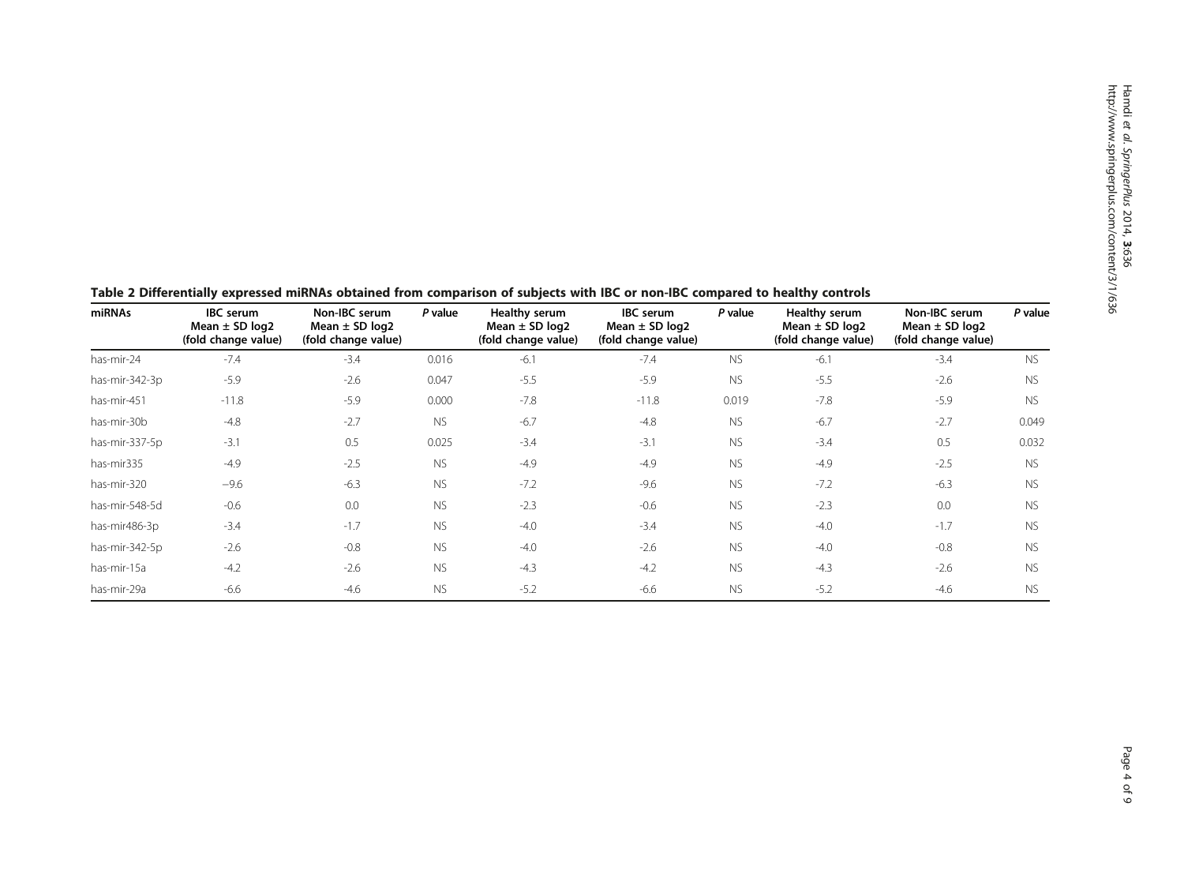**Table 2 Differentially expressed miRNAs obtained from comparison of subjects with IBC or non-IBC compared to healthy controls**

| miRNAs | IBC serum Mean ± SD log2 (fold change value) | Non-IBC serum Mean ± SD log2 (fold change value) | *P* value | Healthy serum Mean ± SD log2 (fold change value) | IBC serum Mean ± SD log2 (fold change value) | *P* value | Healthy serum Mean ± SD log2 (fold change value) | Non-IBC serum Mean ± SD log2 (fold change value) | *P* value |
|---|---|---|---|---|---|---|---|---|---|
| has-mir-24 | -7.4 | -3.4 | 0.016 | -6.1 | -7.4 | NS | -6.1 | -3.4 | NS |
| has-mir-342-3p | -5.9 | -2.6 | 0.047 | -5.5 | -5.9 | NS | -5.5 | -2.6 | NS |
| has-mir-451 | -11.8 | -5.9 | 0.000 | -7.8 | -11.8 | 0.019 | -7.8 | -5.9 | NS |
| has-mir-30b | -4.8 | -2.7 | NS | -6.7 | -4.8 | NS | -6.7 | -2.7 | 0.049 |
| has-mir-337-5p | -3.1 | 0.5 | 0.025 | -3.4 | -3.1 | NS | -3.4 | 0.5 | 0.032 |
| has-mir335 | -4.9 | -2.5 | NS | -4.9 | -4.9 | NS | -4.9 | -2.5 | NS |
| has-mir-320 | −9.6 | -6.3 | NS | -7.2 | -9.6 | NS | -7.2 | -6.3 | NS |
| has-mir-548-5d | -0.6 | 0.0 | NS | -2.3 | -0.6 | NS | -2.3 | 0.0 | NS |
| has-mir486-3p | -3.4 | -1.7 | NS | -4.0 | -3.4 | NS | -4.0 | -1.7 | NS |
| has-mir-342-5p | -2.6 | -0.8 | NS | -4.0 | -2.6 | NS | -4.0 | -0.8 | NS |
| has-mir-15a | -4.2 | -2.6 | NS | -4.3 | -4.2 | NS | -4.3 | -2.6 | NS |
| has-mir-29a | -6.6 | -4.6 | NS | -5.2 | -6.6 | NS | -5.2 | -4.6 | NS |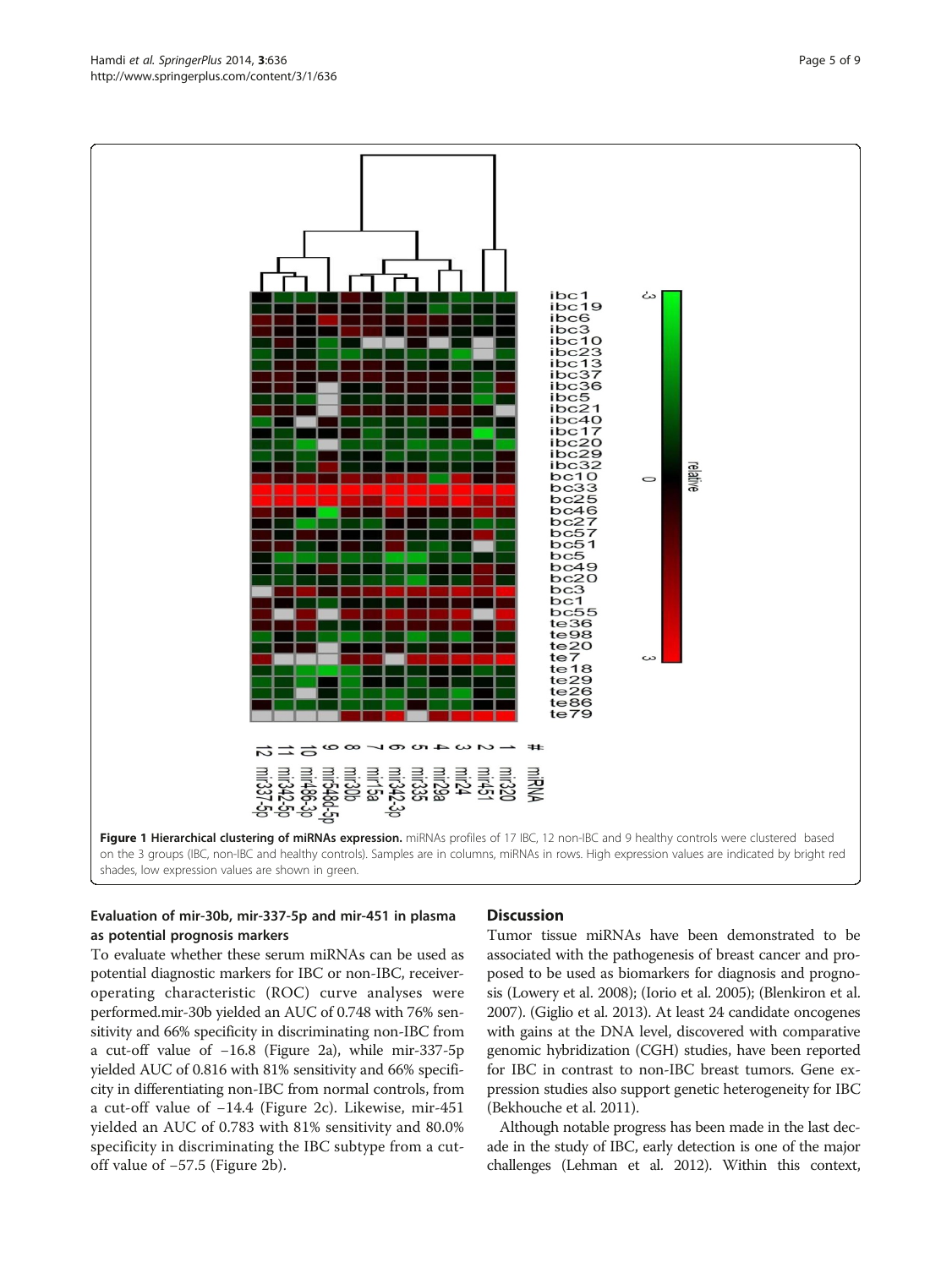**Figure 1 Hierarchical clustering of miRNAs expression.** miRNAs profiles of 17 IBC, 12 non-IBC and 9 healthy controls were clustered based on the 3 groups (IBC, non-IBC and healthy controls). Samples are in columns, miRNAs in rows. High expression values are indicated by bright red shades, low expression values are shown in green.

### Evaluation of mir-30b, mir-337-5p and mir-451 in plasma as potential prognosis markers

To evaluate whether these serum miRNAs can be used as potential diagnostic markers for IBC or non-IBC, receiver-operating characteristic (ROC) curve analyses were performed.mir-30b yielded an AUC of 0.748 with 76% sensitivity and 66% specificity in discriminating non-IBC from a cut-off value of −16.8 (Figure 2a), while mir-337-5p yielded AUC of 0.816 with 81% sensitivity and 66% specificity in differentiating non-IBC from normal controls, from a cut-off value of −14.4 (Figure 2c). Likewise, mir-451 yielded an AUC of 0.783 with 81% sensitivity and 80.0% specificity in discriminating the IBC subtype from a cut-off value of −57.5 (Figure 2b).

## Discussion

Tumor tissue miRNAs have been demonstrated to be associated with the pathogenesis of breast cancer and proposed to be used as biomarkers for diagnosis and prognosis (Lowery et al. 2008); (Iorio et al. 2005); (Blenkiron et al. 2007). (Giglio et al. 2013). At least 24 candidate oncogenes with gains at the DNA level, discovered with comparative genomic hybridization (CGH) studies, have been reported for IBC in contrast to non-IBC breast tumors. Gene expression studies also support genetic heterogeneity for IBC (Bekhouche et al. 2011).

Although notable progress has been made in the last decade in the study of IBC, early detection is one of the major challenges (Lehman et al. 2012). Within this context,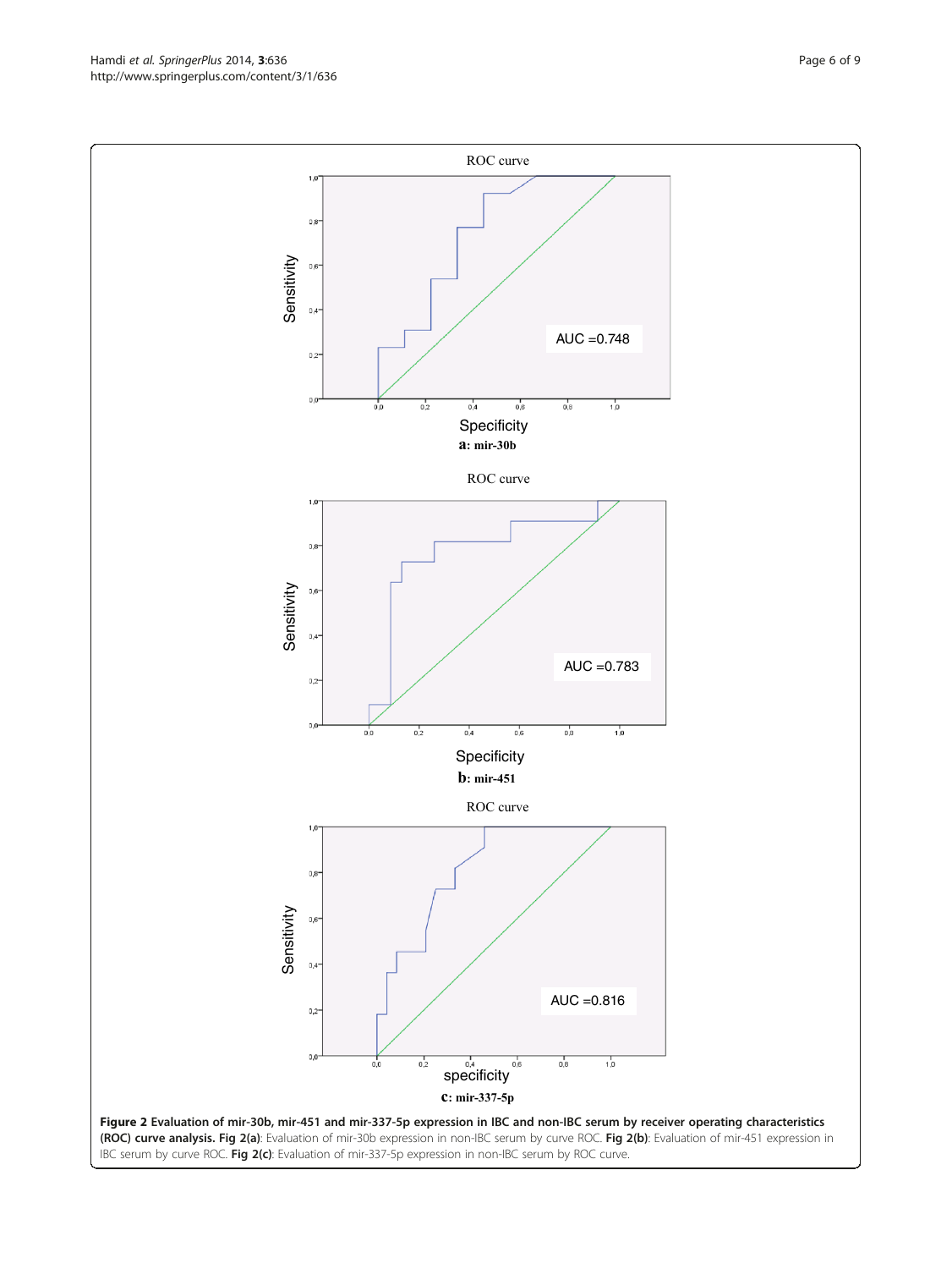**Figure 2 Evaluation of mir-30b, mir-451 and mir-337-5p expression in IBC and non-IBC serum by receiver operating characteristics (ROC) curve analysis. Fig 2(a)**: Evaluation of mir-30b expression in non-IBC serum by curve ROC. **Fig 2(b)**: Evaluation of mir-451 expression in IBC serum by curve ROC. **Fig 2(c)**: Evaluation of mir-337-5p expression in non-IBC serum by ROC curve.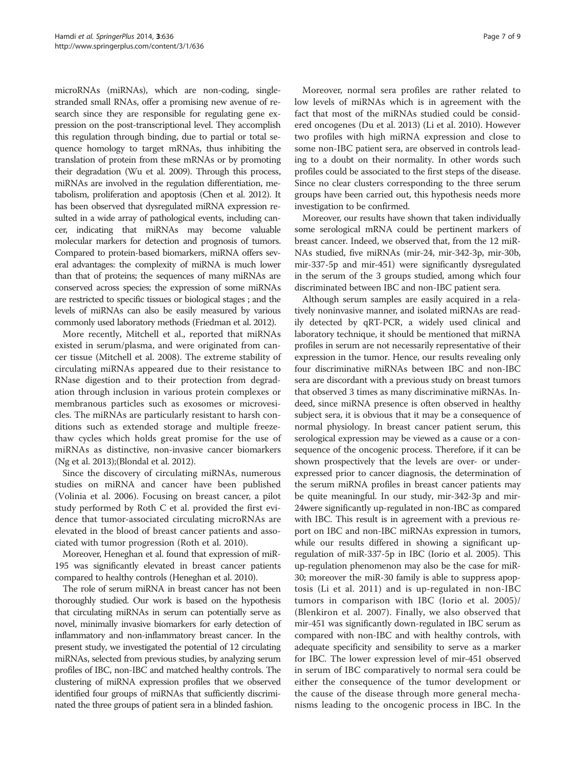microRNAs (miRNAs), which are non-coding, single-stranded small RNAs, offer a promising new avenue of research since they are responsible for regulating gene expression on the post-transcriptional level. They accomplish this regulation through binding, due to partial or total sequence homology to target mRNAs, thus inhibiting the translation of protein from these mRNAs or by promoting their degradation (Wu et al. 2009). Through this process, miRNAs are involved in the regulation differentiation, metabolism, proliferation and apoptosis (Chen et al. 2012). It has been observed that dysregulated miRNA expression resulted in a wide array of pathological events, including cancer, indicating that miRNAs may become valuable molecular markers for detection and prognosis of tumors. Compared to protein-based biomarkers, miRNA offers several advantages: the complexity of miRNA is much lower than that of proteins; the sequences of many miRNAs are conserved across species; the expression of some miRNAs are restricted to specific tissues or biological stages ; and the levels of miRNAs can also be easily measured by various commonly used laboratory methods (Friedman et al. 2012).

More recently, Mitchell et al., reported that miRNAs existed in serum/plasma, and were originated from cancer tissue (Mitchell et al. 2008). The extreme stability of circulating miRNAs appeared due to their resistance to RNase digestion and to their protection from degradation through inclusion in various protein complexes or membranous particles such as exosomes or microvesicles. The miRNAs are particularly resistant to harsh conditions such as extended storage and multiple freeze-thaw cycles which holds great promise for the use of miRNAs as distinctive, non-invasive cancer biomarkers (Ng et al. 2013);(Blondal et al. 2012).

Since the discovery of circulating miRNAs, numerous studies on miRNA and cancer have been published (Volinia et al. 2006). Focusing on breast cancer, a pilot study performed by Roth C et al. provided the first evidence that tumor-associated circulating microRNAs are elevated in the blood of breast cancer patients and associated with tumor progression (Roth et al. 2010).

Moreover, Heneghan et al. found that expression of miR-195 was significantly elevated in breast cancer patients compared to healthy controls (Heneghan et al. 2010).

The role of serum miRNA in breast cancer has not been thoroughly studied. Our work is based on the hypothesis that circulating miRNAs in serum can potentially serve as novel, minimally invasive biomarkers for early detection of inflammatory and non-inflammatory breast cancer. In the present study, we investigated the potential of 12 circulating miRNAs, selected from previous studies, by analyzing serum profiles of IBC, non-IBC and matched healthy controls. The clustering of miRNA expression profiles that we observed identified four groups of miRNAs that sufficiently discriminated the three groups of patient sera in a blinded fashion.

Moreover, normal sera profiles are rather related to low levels of miRNAs which is in agreement with the fact that most of the miRNAs studied could be considered oncogenes (Du et al. 2013) (Li et al. 2010). However two profiles with high miRNA expression and close to some non-IBC patient sera, are observed in controls leading to a doubt on their normality. In other words such profiles could be associated to the first steps of the disease. Since no clear clusters corresponding to the three serum groups have been carried out, this hypothesis needs more investigation to be confirmed.

Moreover, our results have shown that taken individually some serological mRNA could be pertinent markers of breast cancer. Indeed, we observed that, from the 12 miRNAs studied, five miRNAs (mir-24, mir-342-3p, mir-30b, mir-337-5p and mir-451) were significantly dysregulated in the serum of the 3 groups studied, among which four discriminated between IBC and non-IBC patient sera.

Although serum samples are easily acquired in a relatively noninvasive manner, and isolated miRNAs are readily detected by qRT-PCR, a widely used clinical and laboratory technique, it should be mentioned that miRNA profiles in serum are not necessarily representative of their expression in the tumor. Hence, our results revealing only four discriminative miRNAs between IBC and non-IBC sera are discordant with a previous study on breast tumors that observed 3 times as many discriminative miRNAs. Indeed, since miRNA presence is often observed in healthy subject sera, it is obvious that it may be a consequence of normal physiology. In breast cancer patient serum, this serological expression may be viewed as a cause or a consequence of the oncogenic process. Therefore, if it can be shown prospectively that the levels are over- or under-expressed prior to cancer diagnosis, the determination of the serum miRNA profiles in breast cancer patients may be quite meaningful. In our study, mir-342-3p and mir-24were significantly up-regulated in non-IBC as compared with IBC. This result is in agreement with a previous report on IBC and non-IBC miRNAs expression in tumors, while our results differed in showing a significant up-regulation of miR-337-5p in IBC (Iorio et al. 2005). This up-regulation phenomenon may also be the case for miR-30; moreover the miR-30 family is able to suppress apoptosis (Li et al. 2011) and is up-regulated in non-IBC tumors in comparison with IBC (Iorio et al. 2005)/ (Blenkiron et al. 2007). Finally, we also observed that mir-451 was significantly down-regulated in IBC serum as compared with non-IBC and with healthy controls, with adequate specificity and sensibility to serve as a marker for IBC. The lower expression level of mir-451 observed in serum of IBC comparatively to normal sera could be either the consequence of the tumor development or the cause of the disease through more general mechanisms leading to the oncogenic process in IBC. In the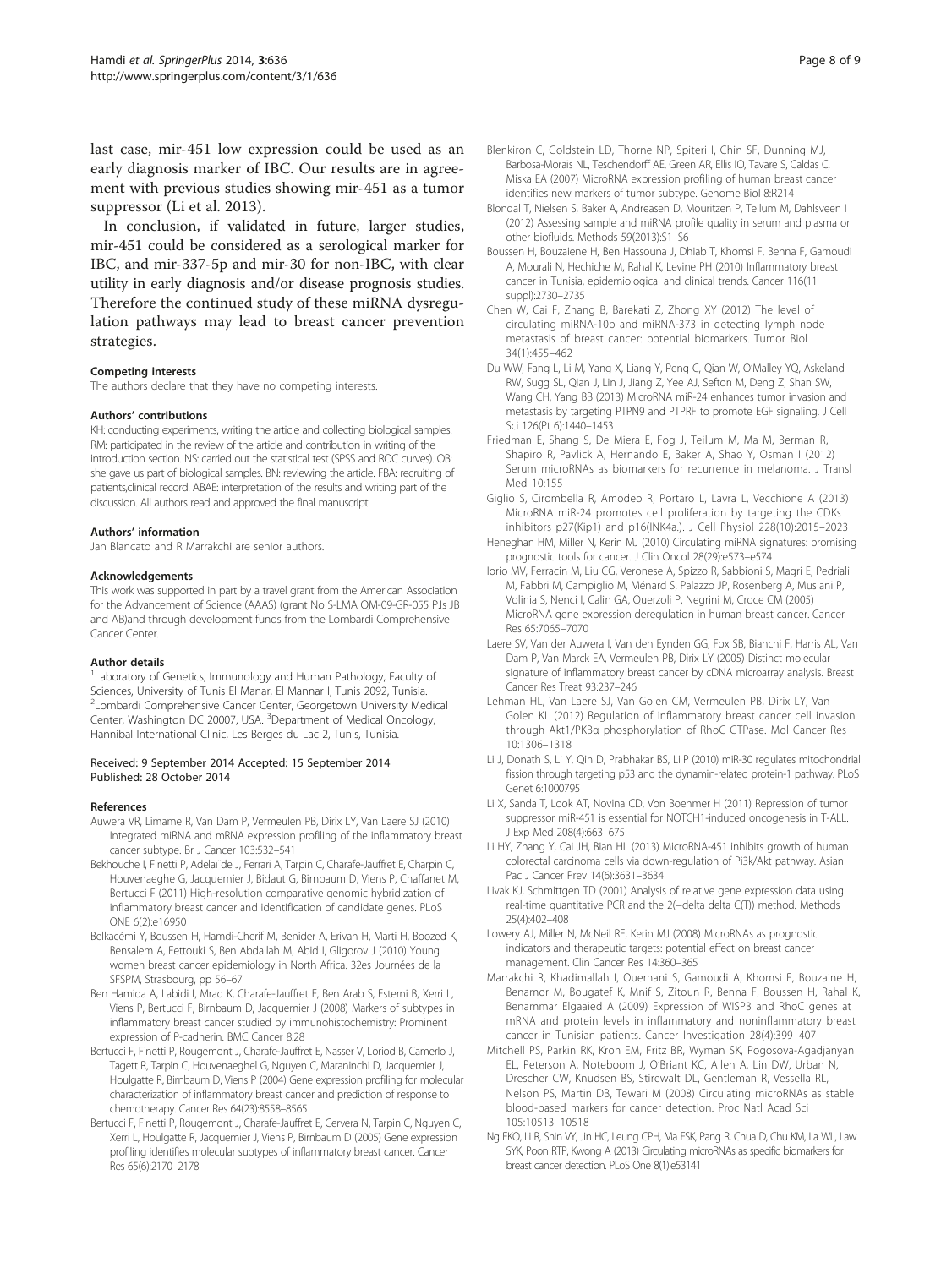last case, mir-451 low expression could be used as an early diagnosis marker of IBC. Our results are in agreement with previous studies showing mir-451 as a tumor suppressor (Li et al. 2013).

In conclusion, if validated in future, larger studies, mir-451 could be considered as a serological marker for IBC, and mir-337-5p and mir-30 for non-IBC, with clear utility in early diagnosis and/or disease prognosis studies. Therefore the continued study of these miRNA dysregulation pathways may lead to breast cancer prevention strategies.

#### Competing interests

The authors declare that they have no competing interests.

#### Authors' contributions

KH: conducting experiments, writing the article and collecting biological samples. RM: participated in the review of the article and contribution in writing of the introduction section. NS: carried out the statistical test (SPSS and ROC curves). OB: she gave us part of biological samples. BN: reviewing the article. FBA: recruiting of patients,clinical record. ABAE: interpretation of the results and writing part of the discussion. All authors read and approved the final manuscript.

#### Authors' information

Jan Blancato and R Marrakchi are senior authors.

#### Acknowledgements

This work was supported in part by a travel grant from the American Association for the Advancement of Science (AAAS) (grant No S-LMA QM-09-GR-055 P.Is JB and AB)and through development funds from the Lombardi Comprehensive Cancer Center.

#### Author details

[1]Laboratory of Genetics, Immunology and Human Pathology, Faculty of Sciences, University of Tunis El Manar, El Mannar I, Tunis 2092, Tunisia. [2]Lombardi Comprehensive Cancer Center, Georgetown University Medical Center, Washington DC 20007, USA. [3]Department of Medical Oncology, Hannibal International Clinic, Les Berges du Lac 2, Tunis, Tunisia.

Received: 9 September 2014 Accepted: 15 September 2014
Published: 28 October 2014

#### References

Auwera VR, Limame R, Van Dam P, Vermeulen PB, Dirix LY, Van Laere SJ (2010) Integrated miRNA and mRNA expression profiling of the inflammatory breast cancer subtype. Br J Cancer 103:532–541

Bekhouche I, Finetti P, Adelaïde J, Ferrari A, Tarpin C, Charafe-Jauffret E, Charpin C, Houvenaeghe G, Jacquemier J, Bidaut G, Birnbaum D, Viens P, Chaffanet M, Bertucci F (2011) High-resolution comparative genomic hybridization of inflammatory breast cancer and identification of candidate genes. PLoS ONE 6(2):e16950

Belkacémi Y, Boussen H, Hamdi-Cherif M, Benider A, Erivan H, Marti H, Boozed K, Bensalem A, Fettouki S, Ben Abdallah M, Abid I, Gligorov J (2010) Young women breast cancer epidemiology in North Africa. 32es Journées de la SFSPM, Strasbourg, pp 56–67

Ben Hamida A, Labidi I, Mrad K, Charafe-Jauffret E, Ben Arab S, Esterni B, Xerri L, Viens P, Bertucci F, Birnbaum D, Jacquemier J (2008) Markers of subtypes in inflammatory breast cancer studied by immunohistochemistry: Prominent expression of P-cadherin. BMC Cancer 8:28

Bertucci F, Finetti P, Rougemont J, Charafe-Jauffret E, Nasser V, Loriod B, Camerlo J, Tagett R, Tarpin C, Houvenaeghel G, Nguyen C, Maraninchi D, Jacquemier J, Houlgatte R, Birnbaum D, Viens P (2004) Gene expression profiling for molecular characterization of inflammatory breast cancer and prediction of response to chemotherapy. Cancer Res 64(23):8558–8565

Bertucci F, Finetti P, Rougemont J, Charafe-Jauffret E, Cervera N, Tarpin C, Nguyen C, Xerri L, Houlgatte R, Jacquemier J, Viens P, Birnbaum D (2005) Gene expression profiling identifies molecular subtypes of inflammatory breast cancer. Cancer Res 65(6):2170–2178

Blenkiron C, Goldstein LD, Thorne NP, Spiteri I, Chin SF, Dunning MJ, Barbosa-Morais NL, Teschendorff AE, Green AR, Ellis IO, Tavare S, Caldas C, Miska EA (2007) MicroRNA expression profiling of human breast cancer identifies new markers of tumor subtype. Genome Biol 8:R214

Blondal T, Nielsen S, Baker A, Andreasen D, Mouritzen P, Teilum M, Dahlsveen I (2012) Assessing sample and miRNA profile quality in serum and plasma or other biofluids. Methods 59(2013):S1–S6

Boussen H, Bouzaiene H, Ben Hassouna J, Dhiab T, Khomsi F, Benna F, Gamoudi A, Mourali N, Hechiche M, Rahal K, Levine PH (2010) Inflammatory breast cancer in Tunisia, epidemiological and clinical trends. Cancer 116(11 suppl):2730–2735

Chen W, Cai F, Zhang B, Barekati Z, Zhong XY (2012) The level of circulating miRNA-10b and miRNA-373 in detecting lymph node metastasis of breast cancer: potential biomarkers. Tumor Biol 34(1):455–462

Du WW, Fang L, Li M, Yang X, Liang Y, Peng C, Qian W, O'Malley YQ, Askeland RW, Sugg SL, Qian J, Lin J, Jiang Z, Yee AJ, Sefton M, Deng Z, Shan SW, Wang CH, Yang BB (2013) MicroRNA miR-24 enhances tumor invasion and metastasis by targeting PTPN9 and PTPRF to promote EGF signaling. J Cell Sci 126(Pt 6):1440–1453

Friedman E, Shang S, De Miera E, Fog J, Teilum M, Ma M, Berman R, Shapiro R, Pavlick A, Hernando E, Baker A, Shao Y, Osman I (2012) Serum microRNAs as biomarkers for recurrence in melanoma. J Transl Med 10:155

Giglio S, Cirombella R, Amodeo R, Portaro L, Lavra L, Vecchione A (2013) MicroRNA miR-24 promotes cell proliferation by targeting the CDKs inhibitors p27(Kip1) and p16(INK4a.). J Cell Physiol 228(10):2015–2023

Heneghan HM, Miller N, Kerin MJ (2010) Circulating miRNA signatures: promising prognostic tools for cancer. J Clin Oncol 28(29):e573–e574

Iorio MV, Ferracin M, Liu CG, Veronese A, Spizzo R, Sabbioni S, Magri E, Pedriali M, Fabbri M, Campiglio M, Ménard S, Palazzo JP, Rosenberg A, Musiani P, Volinia S, Nenci I, Calin GA, Querzoli P, Negrini M, Croce CM (2005) MicroRNA gene expression deregulation in human breast cancer. Cancer Res 65:7065–7070

Laere SV, Van der Auwera I, Van den Eynden GG, Fox SB, Bianchi F, Harris AL, Van Dam P, Van Marck EA, Vermeulen PB, Dirix LY (2005) Distinct molecular signature of inflammatory breast cancer by cDNA microarray analysis. Breast Cancer Res Treat 93:237–246

Lehman HL, Van Laere SJ, Van Golen CM, Vermeulen PB, Dirix LY, Van Golen KL (2012) Regulation of inflammatory breast cancer cell invasion through Akt1/PKBα phosphorylation of RhoC GTPase. Mol Cancer Res 10:1306–1318

Li J, Donath S, Li Y, Qin D, Prabhakar BS, Li P (2010) miR-30 regulates mitochondrial fission through targeting p53 and the dynamin-related protein-1 pathway. PLoS Genet 6:1000795

Li X, Sanda T, Look AT, Novina CD, Von Boehmer H (2011) Repression of tumor suppressor miR-451 is essential for NOTCH1-induced oncogenesis in T-ALL. J Exp Med 208(4):663–675

Li HY, Zhang Y, Cai JH, Bian HL (2013) MicroRNA-451 inhibits growth of human colorectal carcinoma cells via down-regulation of Pi3k/Akt pathway. Asian Pac J Cancer Prev 14(6):3631–3634

Livak KJ, Schmittgen TD (2001) Analysis of relative gene expression data using real-time quantitative PCR and the 2(−delta delta C(T)) method. Methods 25(4):402–408

Lowery AJ, Miller N, McNeil RE, Kerin MJ (2008) MicroRNAs as prognostic indicators and therapeutic targets: potential effect on breast cancer management. Clin Cancer Res 14:360–365

Marrakchi R, Khadimallah I, Ouerhani S, Gamoudi A, Khomsi F, Bouzaine H, Benamor M, Bougatef K, Mnif S, Zitoun R, Benna F, Boussen H, Rahal K, Benammar Elgaaied A (2009) Expression of WISP3 and RhoC genes at mRNA and protein levels in inflammatory and noninflammatory breast cancer in Tunisian patients. Cancer Investigation 28(4):399–407

Mitchell PS, Parkin RK, Kroh EM, Fritz BR, Wyman SK, Pogosova-Agadjanyan EL, Peterson A, Noteboom J, O'Briant KC, Allen A, Lin DW, Urban N, Drescher CW, Knudsen BS, Stirewalt DL, Gentleman R, Vessella RL, Nelson PS, Martin DB, Tewari M (2008) Circulating microRNAs as stable blood-based markers for cancer detection. Proc Natl Acad Sci 105:10513–10518

Ng EKO, Li R, Shin VY, Jin HC, Leung CPH, Ma ESK, Pang R, Chua D, Chu KM, La WL, Law SYK, Poon RTP, Kwong A (2013) Circulating microRNAs as specific biomarkers for breast cancer detection. PLoS One 8(1):e53141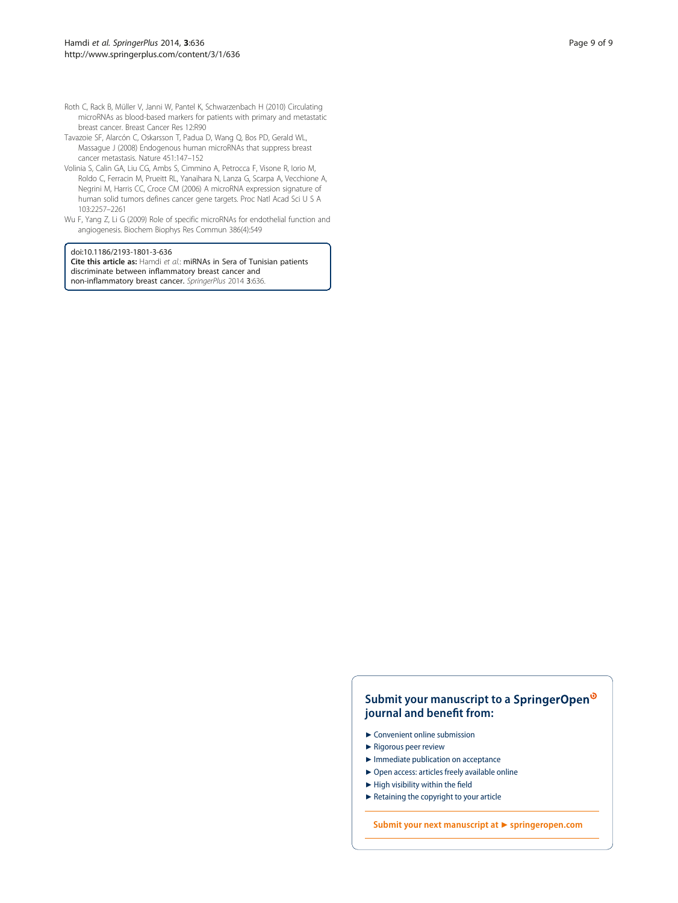Roth C, Rack B, Müller V, Janni W, Pantel K, Schwarzenbach H (2010) Circulating microRNAs as blood-based markers for patients with primary and metastatic breast cancer. Breast Cancer Res 12:R90

Tavazoie SF, Alarcón C, Oskarsson T, Padua D, Wang Q, Bos PD, Gerald WL, Massague J (2008) Endogenous human microRNAs that suppress breast cancer metastasis. Nature 451:147–152

Volinia S, Calin GA, Liu CG, Ambs S, Cimmino A, Petrocca F, Visone R, Iorio M, Roldo C, Ferracin M, Prueitt RL, Yanaihara N, Lanza G, Scarpa A, Vecchione A, Negrini M, Harris CC, Croce CM (2006) A microRNA expression signature of human solid tumors defines cancer gene targets. Proc Natl Acad Sci U S A 103:2257–2261

Wu F, Yang Z, Li G (2009) Role of specific microRNAs for endothelial function and angiogenesis. Biochem Biophys Res Commun 386(4):549

doi:10.1186/2193-1801-3-636

**Cite this article as:** Hamdi *et al.*: **miRNAs in Sera of Tunisian patients discriminate between inflammatory breast cancer and non-inflammatory breast cancer.** *SpringerPlus* 2014 **3**:636.

**Submit your manuscript to a SpringerOpen journal and benefit from:**

- ► Convenient online submission
- ► Rigorous peer review
- ► Immediate publication on acceptance
- ► Open access: articles freely available online
- ► High visibility within the field
- ► Retaining the copyright to your article

**Submit your next manuscript at ► springeropen.com**